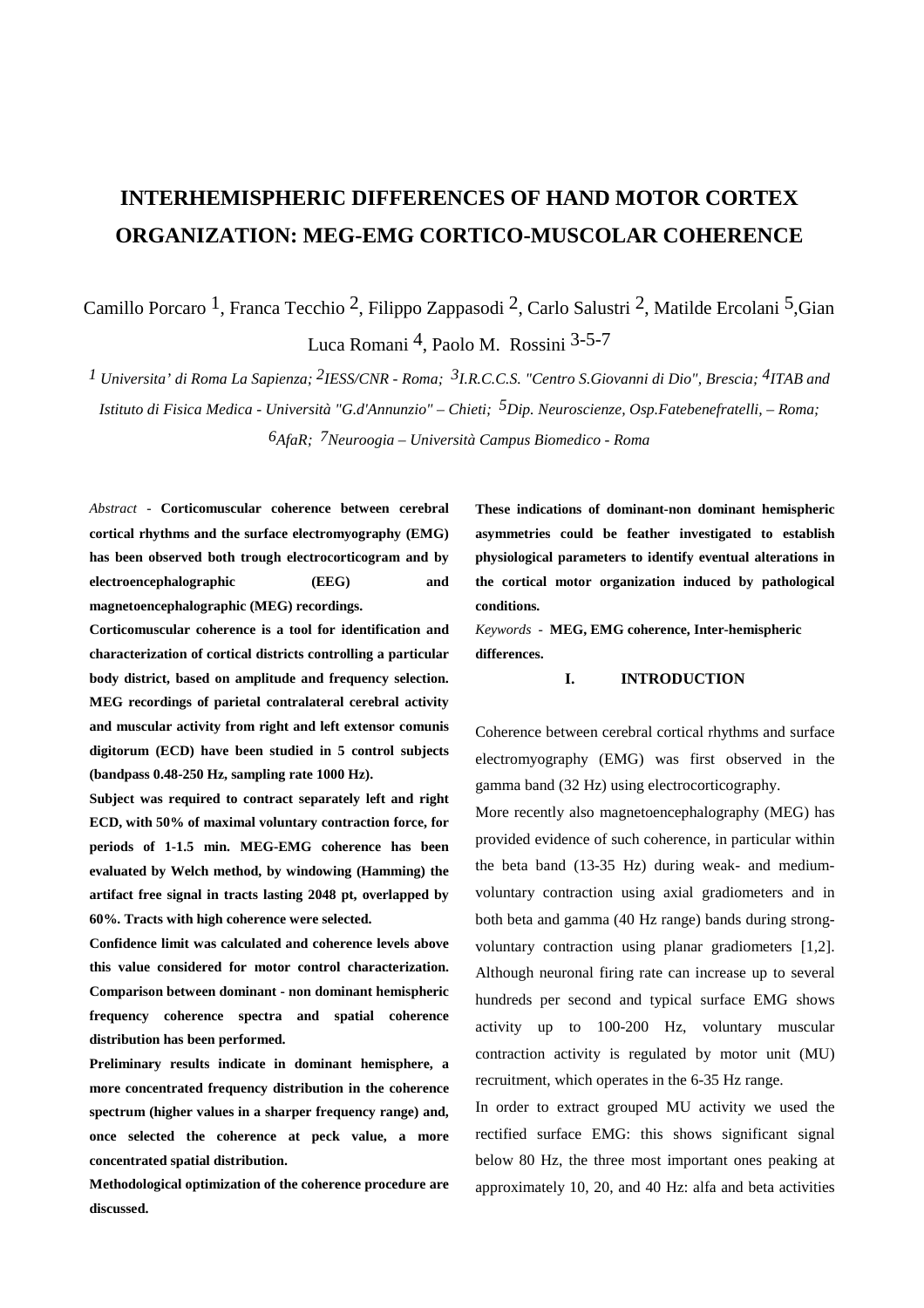# INTERHEMISPHERIC DIFFERENCES OF HAND MOTOR CORTEX ORGANIZATION: MEG-EMG CORTICO-MUSCOLAR COHERENCE

Camillo Porcaro [1], Franca Tecchio [2], Filippo Zappasodi [2], Carlo Salustri [2], Matilde Ercolani [5],Gian Luca Romani [4], Paolo M. Rossini [3-5-7]

*[1] Universita' di Roma La Sapienza; [2]IESS/CNR - Roma; [3]I.R.C.C.S. "Centro S.Giovanni di Dio", Brescia; [4]ITAB and Istituto di Fisica Medica - Università "G.d'Annunzio" – Chieti; [5]Dip. Neuroscienze, Osp.Fatebenefratelli, – Roma; [6]AfaR; [7]Neuroogia – Università Campus Biomedico - Roma*

*Abstract* - **Corticomuscular coherence between cerebral cortical rhythms and the surface electromyography (EMG) has been observed both trough electrocorticogram and by electroencephalographic (EEG) and magnetoencephalographic (MEG) recordings.**

**Corticomuscular coherence is a tool for identification and characterization of cortical districts controlling a particular body district, based on amplitude and frequency selection. MEG recordings of parietal contralateral cerebral activity and muscular activity from right and left extensor comunis digitorum (ECD) have been studied in 5 control subjects (bandpass 0.48-250 Hz, sampling rate 1000 Hz).**

**Subject was required to contract separately left and right ECD, with 50% of maximal voluntary contraction force, for periods of 1-1.5 min. MEG-EMG coherence has been evaluated by Welch method, by windowing (Hamming) the artifact free signal in tracts lasting 2048 pt, overlapped by 60%. Tracts with high coherence were selected.**

**Confidence limit was calculated and coherence levels above this value considered for motor control characterization. Comparison between dominant - non dominant hemispheric frequency coherence spectra and spatial coherence distribution has been performed.**

**Preliminary results indicate in dominant hemisphere, a more concentrated frequency distribution in the coherence spectrum (higher values in a sharper frequency range) and, once selected the coherence at peck value, a more concentrated spatial distribution.**

**Methodological optimization of the coherence procedure are discussed.**

**These indications of dominant-non dominant hemispheric asymmetries could be feather investigated to establish physiological parameters to identify eventual alterations in the cortical motor organization induced by pathological conditions.**

*Keywords* - **MEG, EMG coherence, Inter-hemispheric differences.**

## I. INTRODUCTION

Coherence between cerebral cortical rhythms and surface electromyography (EMG) was first observed in the gamma band (32 Hz) using electrocorticography.

More recently also magnetoencephalography (MEG) has provided evidence of such coherence, in particular within the beta band (13-35 Hz) during weak- and medium-voluntary contraction using axial gradiometers and in both beta and gamma (40 Hz range) bands during strong-voluntary contraction using planar gradiometers [1,2]. Although neuronal firing rate can increase up to several hundreds per second and typical surface EMG shows activity up to 100-200 Hz, voluntary muscular contraction activity is regulated by motor unit (MU) recruitment, which operates in the 6-35 Hz range.

In order to extract grouped MU activity we used the rectified surface EMG: this shows significant signal below 80 Hz, the three most important ones peaking at approximately 10, 20, and 40 Hz: alfa and beta activities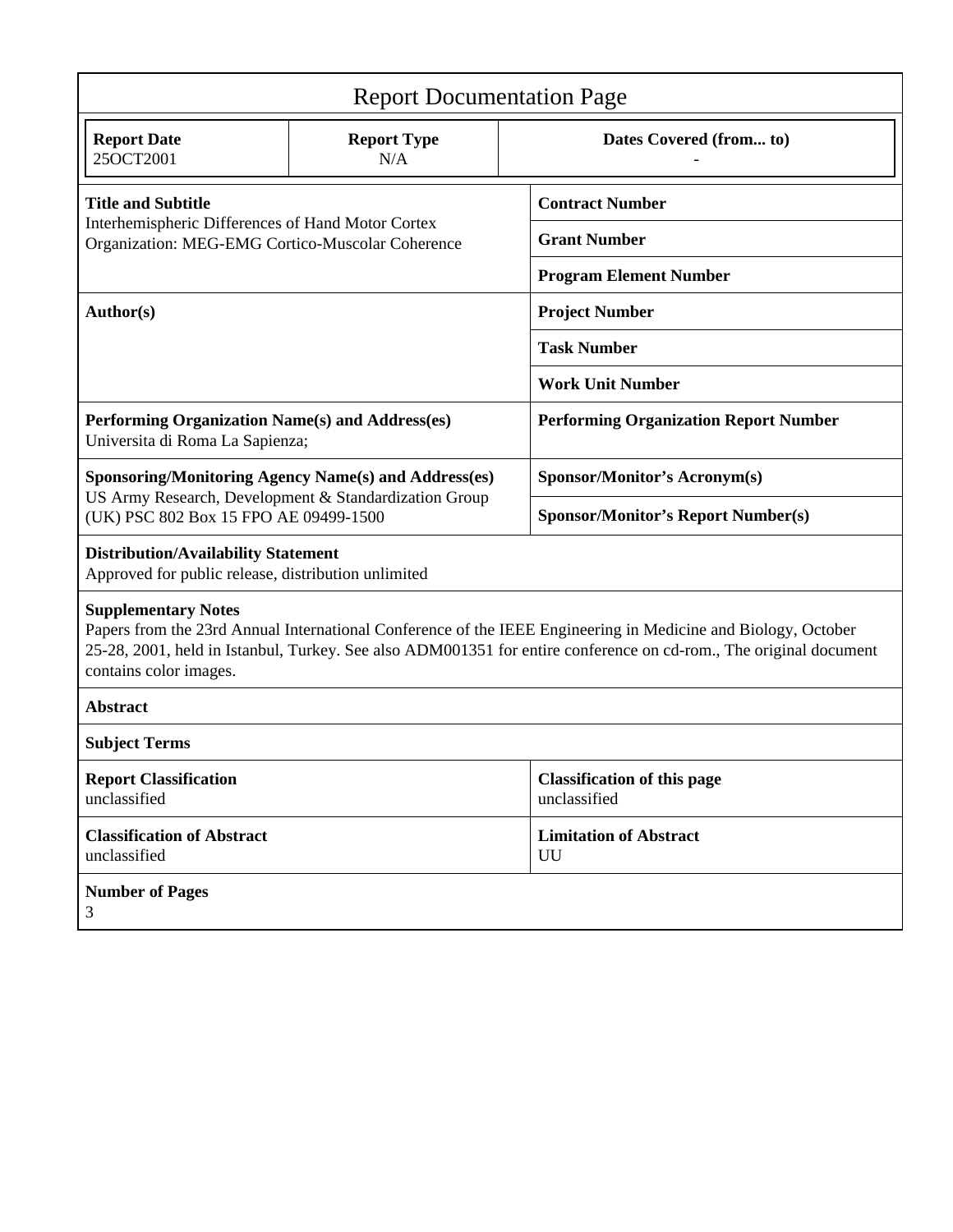# Report Documentation Page

| Report Date | Report Type | Dates Covered (from... to) |
|---|---|---|
| 25OCT2001 | N/A | - |

| | |
|---|---|
| **Title and Subtitle**<br>Interhemispheric Differences of Hand Motor Cortex Organization: MEG-EMG Cortico-Muscolar Coherence | **Contract Number** |
| | **Grant Number** |
| | **Program Element Number** |
| **Author(s)** | **Project Number** |
| | **Task Number** |
| | **Work Unit Number** |
| **Performing Organization Name(s) and Address(es)**<br>Universita di Roma La Sapienza; | **Performing Organization Report Number** |
| **Sponsoring/Monitoring Agency Name(s) and Address(es)**<br>US Army Research, Development & Standardization Group (UK) PSC 802 Box 15 FPO AE 09499-1500 | **Sponsor/Monitor's Acronym(s)** |
| | **Sponsor/Monitor's Report Number(s)** |

**Distribution/Availability Statement**
Approved for public release, distribution unlimited

**Supplementary Notes**
Papers from the 23rd Annual International Conference of the IEEE Engineering in Medicine and Biology, October 25-28, 2001, held in Istanbul, Turkey. See also ADM001351 for entire conference on cd-rom., The original document contains color images.

**Abstract**

**Subject Terms**

| | |
|---|---|
| **Report Classification**<br>unclassified | **Classification of this page**<br>unclassified |
| **Classification of Abstract**<br>unclassified | **Limitation of Abstract**<br>UU |

**Number of Pages**
3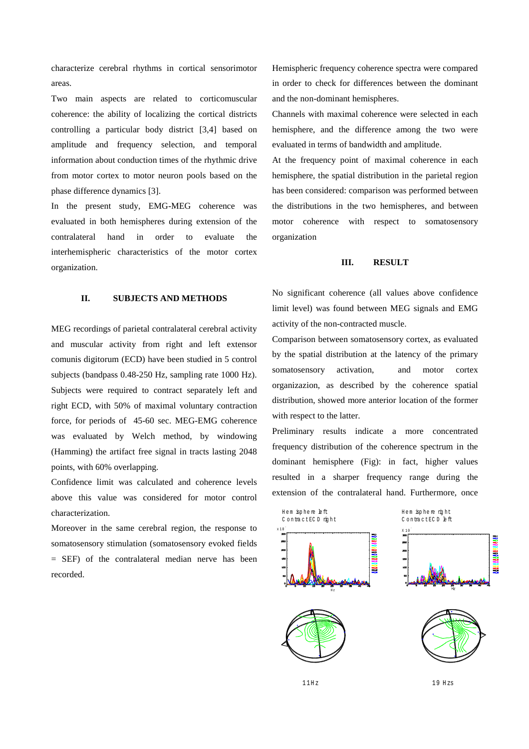characterize cerebral rhythms in cortical sensorimotor areas.

Two main aspects are related to corticomuscular coherence: the ability of localizing the cortical districts controlling a particular body district [3,4] based on amplitude and frequency selection, and temporal information about conduction times of the rhythmic drive from motor cortex to motor neuron pools based on the phase difference dynamics [3].

In the present study, EMG-MEG coherence was evaluated in both hemispheres during extension of the contralateral hand in order to evaluate the interhemispheric characteristics of the motor cortex organization.

## II. SUBJECTS AND METHODS

MEG recordings of parietal contralateral cerebral activity and muscular activity from right and left extensor comunis digitorum (ECD) have been studied in 5 control subjects (bandpass 0.48-250 Hz, sampling rate 1000 Hz). Subjects were required to contract separately left and right ECD, with 50% of maximal voluntary contraction force, for periods of 45-60 sec. MEG-EMG coherence was evaluated by Welch method, by windowing (Hamming) the artifact free signal in tracts lasting 2048 points, with 60% overlapping.

Confidence limit was calculated and coherence levels above this value was considered for motor control characterization.

Moreover in the same cerebral region, the response to somatosensory stimulation (somatosensory evoked fields = SEF) of the contralateral median nerve has been recorded.

Hemispheric frequency coherence spectra were compared in order to check for differences between the dominant and the non-dominant hemispheres.

Channels with maximal coherence were selected in each hemisphere, and the difference among the two were evaluated in terms of bandwidth and amplitude.

At the frequency point of maximal coherence in each hemisphere, the spatial distribution in the parietal region has been considered: comparison was performed between the distributions in the two hemispheres, and between motor coherence with respect to somatosensory organization

## III. RESULT

No significant coherence (all values above confidence limit level) was found between MEG signals and EMG activity of the non-contracted muscle.

Comparison between somatosensory cortex, as evaluated by the spatial distribution at the latency of the primary somatosensory activation, and motor cortex organizazion, as described by the coherence spatial distribution, showed more anterior location of the former with respect to the latter.

Preliminary results indicate a more concentrated frequency distribution of the coherence spectrum in the dominant hemisphere (Fig): in fact, higher values resulted in a sharper frequency range during the extension of the contralateral hand. Furthermore, once

Hemisphere left
Contract ECD right

Hemisphere right
Contract ECD left

11 Hz

19 Hzs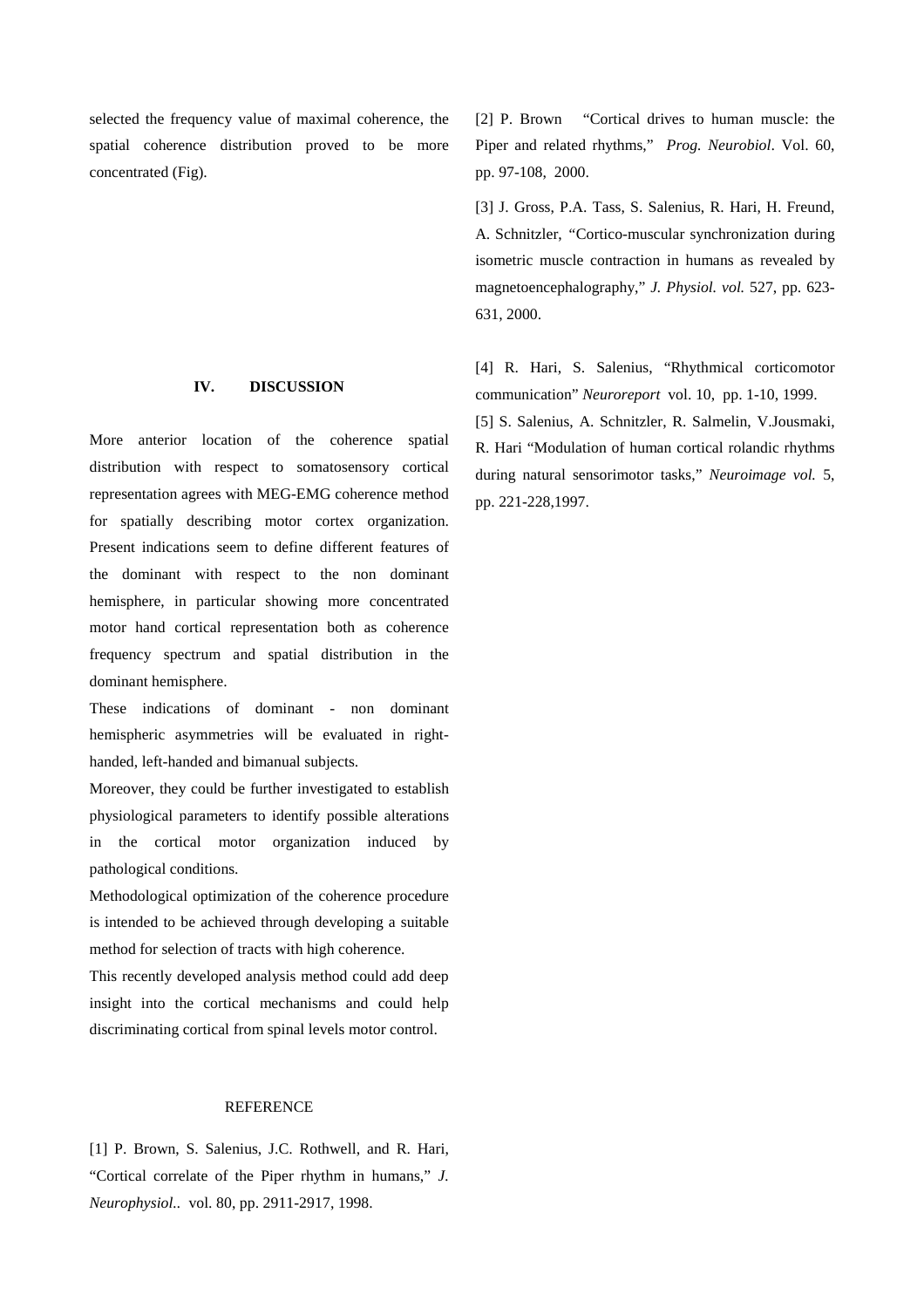selected the frequency value of maximal coherence, the spatial coherence distribution proved to be more concentrated (Fig).

## IV. DISCUSSION

More anterior location of the coherence spatial distribution with respect to somatosensory cortical representation agrees with MEG-EMG coherence method for spatially describing motor cortex organization. Present indications seem to define different features of the dominant with respect to the non dominant hemisphere, in particular showing more concentrated motor hand cortical representation both as coherence frequency spectrum and spatial distribution in the dominant hemisphere.

These indications of dominant - non dominant hemispheric asymmetries will be evaluated in right-handed, left-handed and bimanual subjects.

Moreover, they could be further investigated to establish physiological parameters to identify possible alterations in the cortical motor organization induced by pathological conditions.

Methodological optimization of the coherence procedure is intended to be achieved through developing a suitable method for selection of tracts with high coherence.

This recently developed analysis method could add deep insight into the cortical mechanisms and could help discriminating cortical from spinal levels motor control.

## REFERENCE

[1] P. Brown, S. Salenius, J.C. Rothwell, and R. Hari, "Cortical correlate of the Piper rhythm in humans," *J. Neurophysiol..* vol. 80, pp. 2911-2917, 1998.

[2] P. Brown "Cortical drives to human muscle: the Piper and related rhythms," *Prog. Neurobiol*. Vol. 60, pp. 97-108, 2000.

[3] J. Gross, P.A. Tass, S. Salenius, R. Hari, H. Freund, A. Schnitzler, "Cortico-muscular synchronization during isometric muscle contraction in humans as revealed by magnetoencephalography," *J. Physiol. vol.* 527, pp. 623-631, 2000.

[4] R. Hari, S. Salenius, "Rhythmical corticomotor communication" *Neuroreport* vol. 10, pp. 1-10, 1999.

[5] S. Salenius, A. Schnitzler, R. Salmelin, V.Jousmaki, R. Hari "Modulation of human cortical rolandic rhythms during natural sensorimotor tasks," *Neuroimage vol.* 5, pp. 221-228,1997.